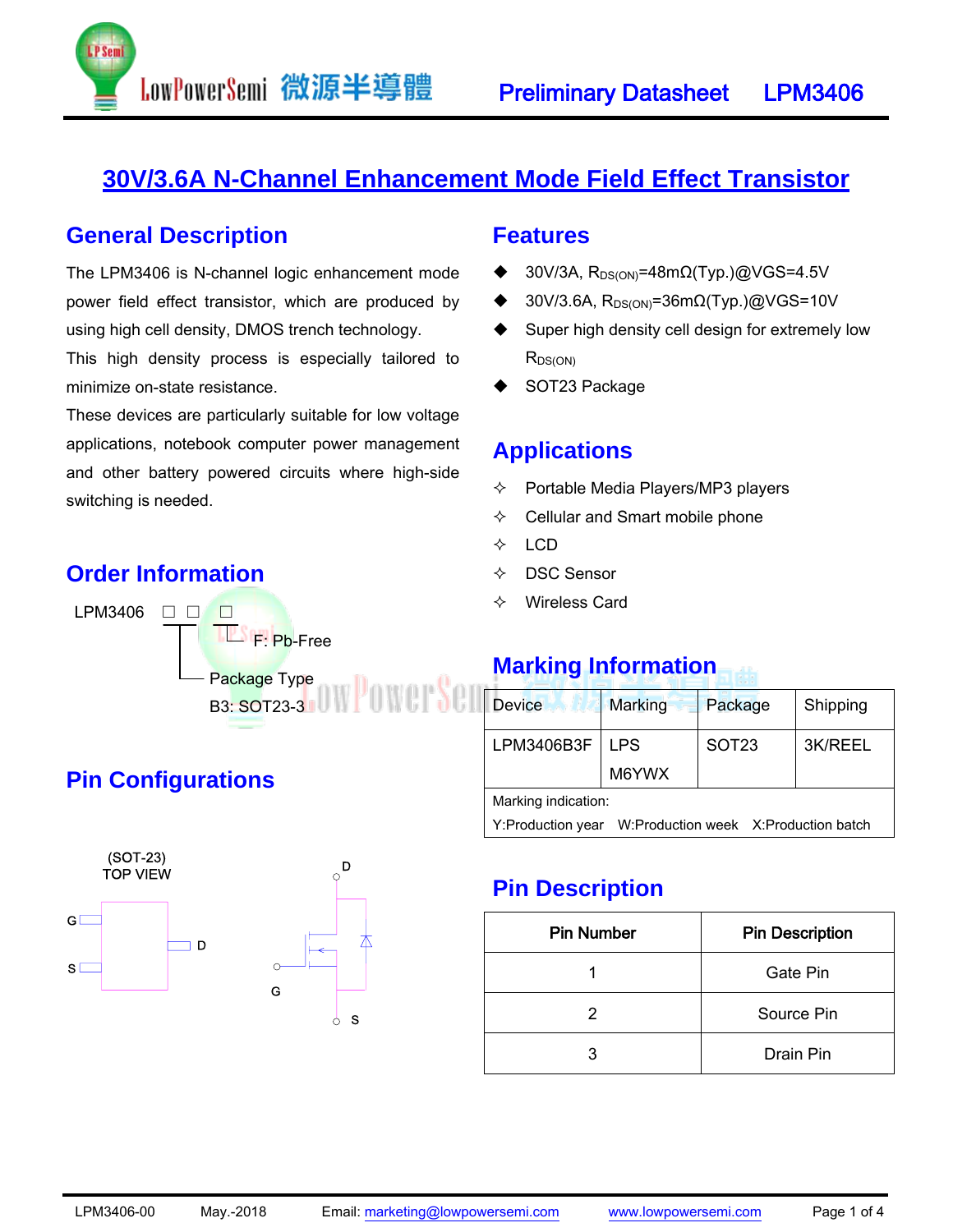# 30V/3.6A N-Channel Enhancement Mode Field Effect Transistor

## General Description

The LPM3406 is N-channel logic enhancement mode power field effect transistor, which are produced by using high cell density, DMOS trench technology.

This high density process is especially tailored to minimize on-state resistance.

These devices are particularly suitable for low voltage applications, notebook computer power management and other battery powered circuits where high-side switching is needed.

## Order Information

LPM3406 □ □ □

- F: Pb-Free
- Package Type
  B3: SOT23-3

## Pin Configurations

(SOT-23)
TOP VIEW

G, S, D

## Features

- 30V/3A, $R_{DS(ON)}$=48mΩ(Typ.)@VGS=4.5V
- 30V/3.6A, $R_{DS(ON)}$=36mΩ(Typ.)@VGS=10V
- Super high density cell design for extremely low $R_{DS(ON)}$
- SOT23 Package

## Applications

- Portable Media Players/MP3 players
- Cellular and Smart mobile phone
- LCD
- DSC Sensor
- Wireless Card

## Marking Information

| Device | Marking | Package | Shipping |
|---|---|---|---|
| LPM3406B3F | LPS M6YWX | SOT23 | 3K/REEL |

Marking indication:
Y:Production year W:Production week X:Production batch

## Pin Description

| Pin Number | Pin Description |
|---|---|
| 1 | Gate Pin |
| 2 | Source Pin |
| 3 | Drain Pin |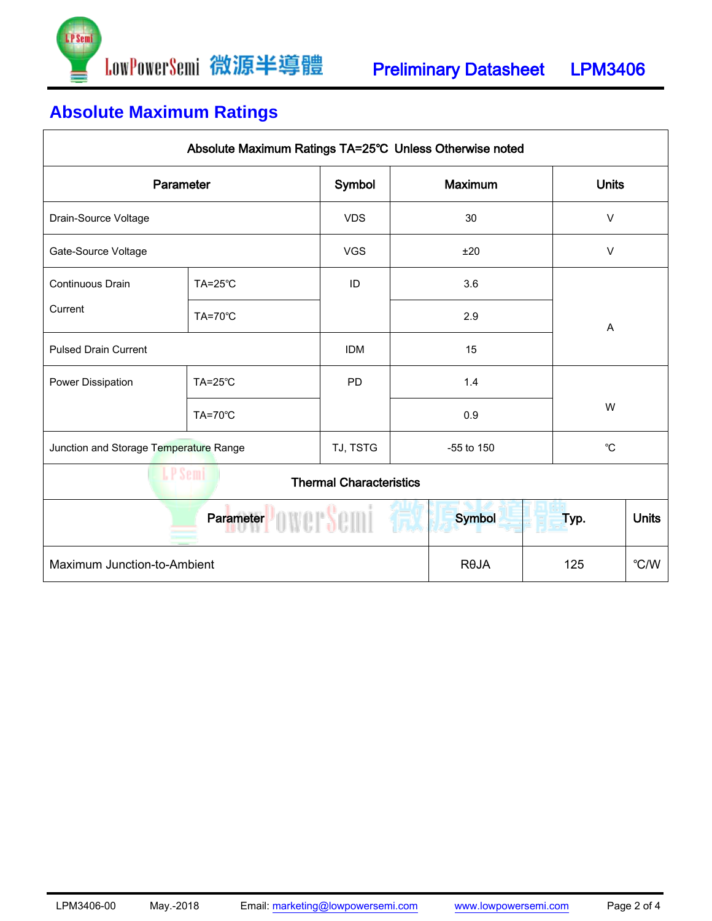## Absolute Maximum Ratings

| Absolute Maximum Ratings TA=25℃ Unless Otherwise noted | | | | |
|---|---|---|---|---|
| **Parameter** | | **Symbol** | **Maximum** | **Units** |
| Drain-Source Voltage | | VDS | 30 | V |
| Gate-Source Voltage | | VGS | ±20 | V |
| Continuous Drain Current | TA=25℃ | ID | 3.6 | A |
| | TA=70℃ | | 2.9 | A |
| Pulsed Drain Current | | IDM | 15 | A |
| Power Dissipation | TA=25℃ | PD | 1.4 | W |
| | TA=70℃ | | 0.9 | W |
| Junction and Storage Temperature Range | | TJ, TSTG | -55 to 150 | ℃ |

| Thermal Characteristics | | | |
|---|---|---|---|
| **Parameter** | **Symbol** | **Typ.** | **Units** |
| Maximum Junction-to-Ambient | RθJA | 125 | ℃/W |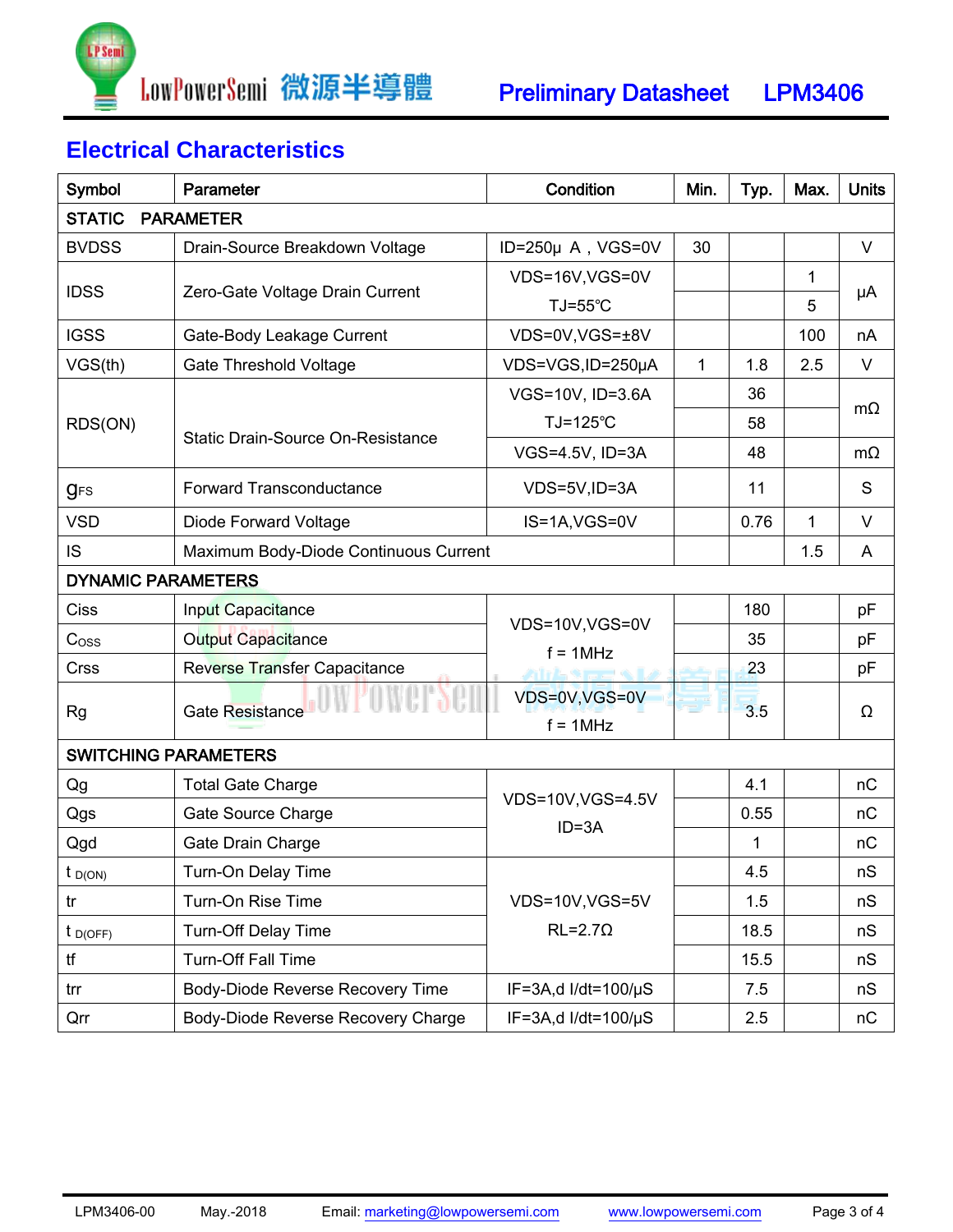## Electrical Characteristics

| Symbol | Parameter | Condition | Min. | Typ. | Max. | Units |
|---|---|---|---|---|---|---|
| **STATIC PARAMETER** | | | | | | |
| BVDSS | Drain-Source Breakdown Voltage | ID=250μ A , VGS=0V | 30 | | | V |
| IDSS | Zero-Gate Voltage Drain Current | VDS=16V,VGS=0V | | | 1 | μA |
| | | TJ=55℃ | | | 5 | |
| IGSS | Gate-Body Leakage Current | VDS=0V,VGS=±8V | | | 100 | nA |
| VGS(th) | Gate Threshold Voltage | VDS=VGS,ID=250μA | 1 | 1.8 | 2.5 | V |
| RDS(ON) | Static Drain-Source On-Resistance | VGS=10V, ID=3.6A | | 36 | | mΩ |
| | | TJ=125℃ | | 58 | | |
| | | VGS=4.5V, ID=3A | | 48 | | mΩ |
| $g_{FS}$ | Forward Transconductance | VDS=5V,ID=3A | | 11 | | S |
| VSD | Diode Forward Voltage | IS=1A,VGS=0V | | 0.76 | 1 | V |
| IS | Maximum Body-Diode Continuous Current | | | | 1.5 | A |
| **DYNAMIC PARAMETERS** | | | | | | |
| Ciss | Input Capacitance | VDS=10V,VGS=0V f = 1MHz | | 180 | | pF |
| Coss | Output Capacitance | | | 35 | | pF |
| Crss | Reverse Transfer Capacitance | | | 23 | | pF |
| Rg | Gate Resistance | VDS=0V,VGS=0V f = 1MHz | | 3.5 | | Ω |
| **SWITCHING PARAMETERS** | | | | | | |
| Qg | Total Gate Charge | VDS=10V,VGS=4.5V ID=3A | | 4.1 | | nC |
| Qgs | Gate Source Charge | | | 0.55 | | nC |
| Qgd | Gate Drain Charge | | | 1 | | nC |
| $t_{D(ON)}$ | Turn-On Delay Time | VDS=10V,VGS=5V RL=2.7Ω | | 4.5 | | nS |
| tr | Turn-On Rise Time | | | 1.5 | | nS |
| $t_{D(OFF)}$ | Turn-Off Delay Time | | | 18.5 | | nS |
| tf | Turn-Off Fall Time | | | 15.5 | | nS |
| trr | Body-Diode Reverse Recovery Time | IF=3A,d I/dt=100/μS | | 7.5 | | nS |
| Qrr | Body-Diode Reverse Recovery Charge | IF=3A,d I/dt=100/μS | | 2.5 | | nC |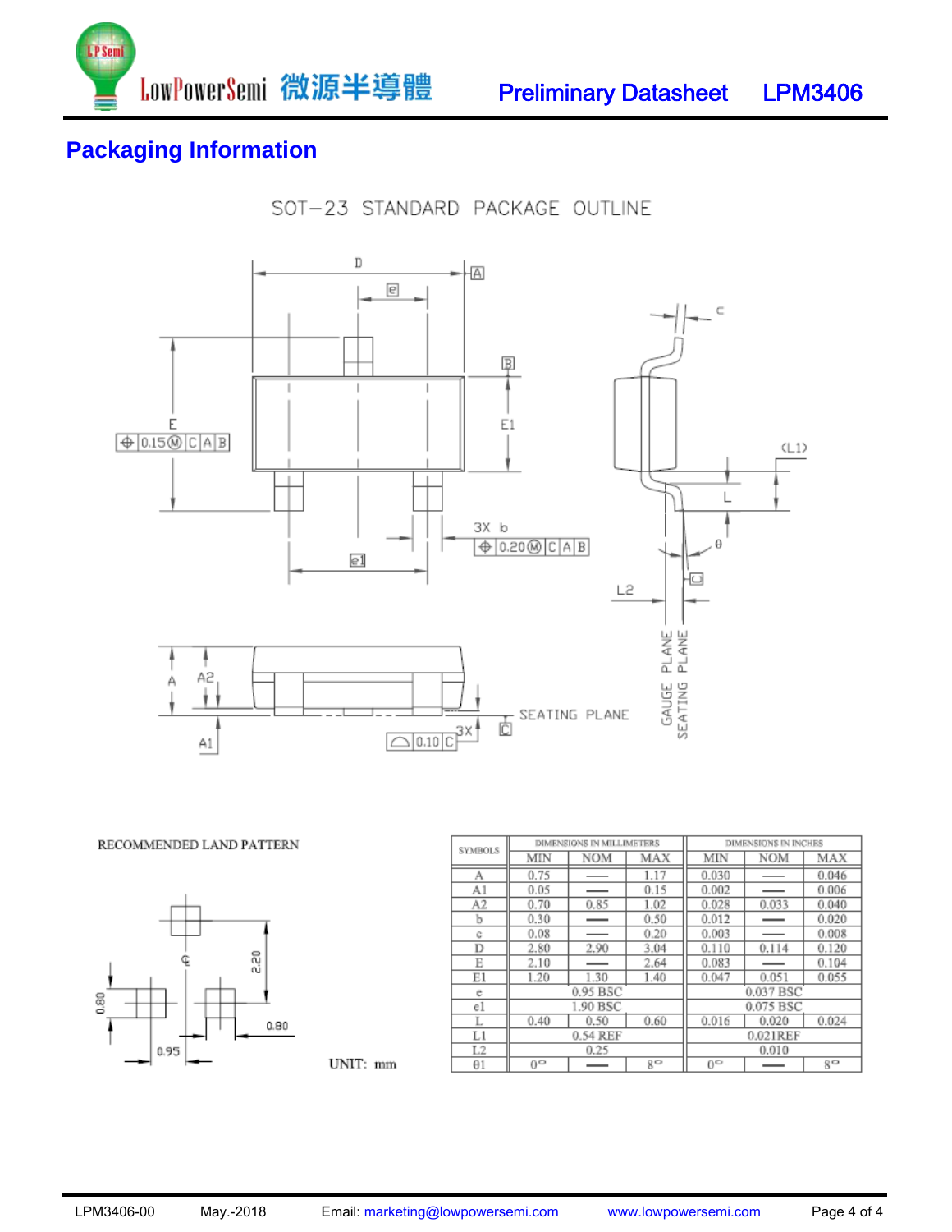## Packaging Information

SOT−23 STANDARD PACKAGE OUTLINE

D
e
A
B
E
E1
0.15 M C A B
3X b
0.20 M C A B
e1
c
(L1)
L
θ
C
L2
GAUGE PLANE
SEATING PLANE
A
A2
A1
0.10 C
3X
C
SEATING PLANE

RECOMMENDED LAND PATTERN

0.80
0.95
e
2.20
0.80

UNIT: mm

| SYMBOLS | DIMENSIONS IN MILLIMETERS | | | DIMENSIONS IN INCHES | | |
|---|---|---|---|---|---|---|
| | MIN | NOM | MAX | MIN | NOM | MAX |
| A | 0.75 | —— | 1.17 | 0.030 | —— | 0.046 |
| A1 | 0.05 | —— | 0.15 | 0.002 | —— | 0.006 |
| A2 | 0.70 | 0.85 | 1.02 | 0.028 | 0.033 | 0.040 |
| b | 0.30 | —— | 0.50 | 0.012 | —— | 0.020 |
| c | 0.08 | —— | 0.20 | 0.003 | —— | 0.008 |
| D | 2.80 | 2.90 | 3.04 | 0.110 | 0.114 | 0.120 |
| E | 2.10 | —— | 2.64 | 0.083 | —— | 0.104 |
| E1 | 1.20 | 1.30 | 1.40 | 0.047 | 0.051 | 0.055 |
| e | | 0.95 BSC | | | 0.037 BSC | |
| e1 | | 1.90 BSC | | | 0.075 BSC | |
| L | 0.40 | 0.50 | 0.60 | 0.016 | 0.020 | 0.024 |
| L1 | | 0.54 REF | | | 0.021REF | |
| L2 | | 0.25 | | | 0.010 | |
| θ1 | 0° | —— | 8° | 0° | —— | 8° |

LPM3406-00 May.-2018 Email: marketing@lowpowersemi.com www.lowpowersemi.com